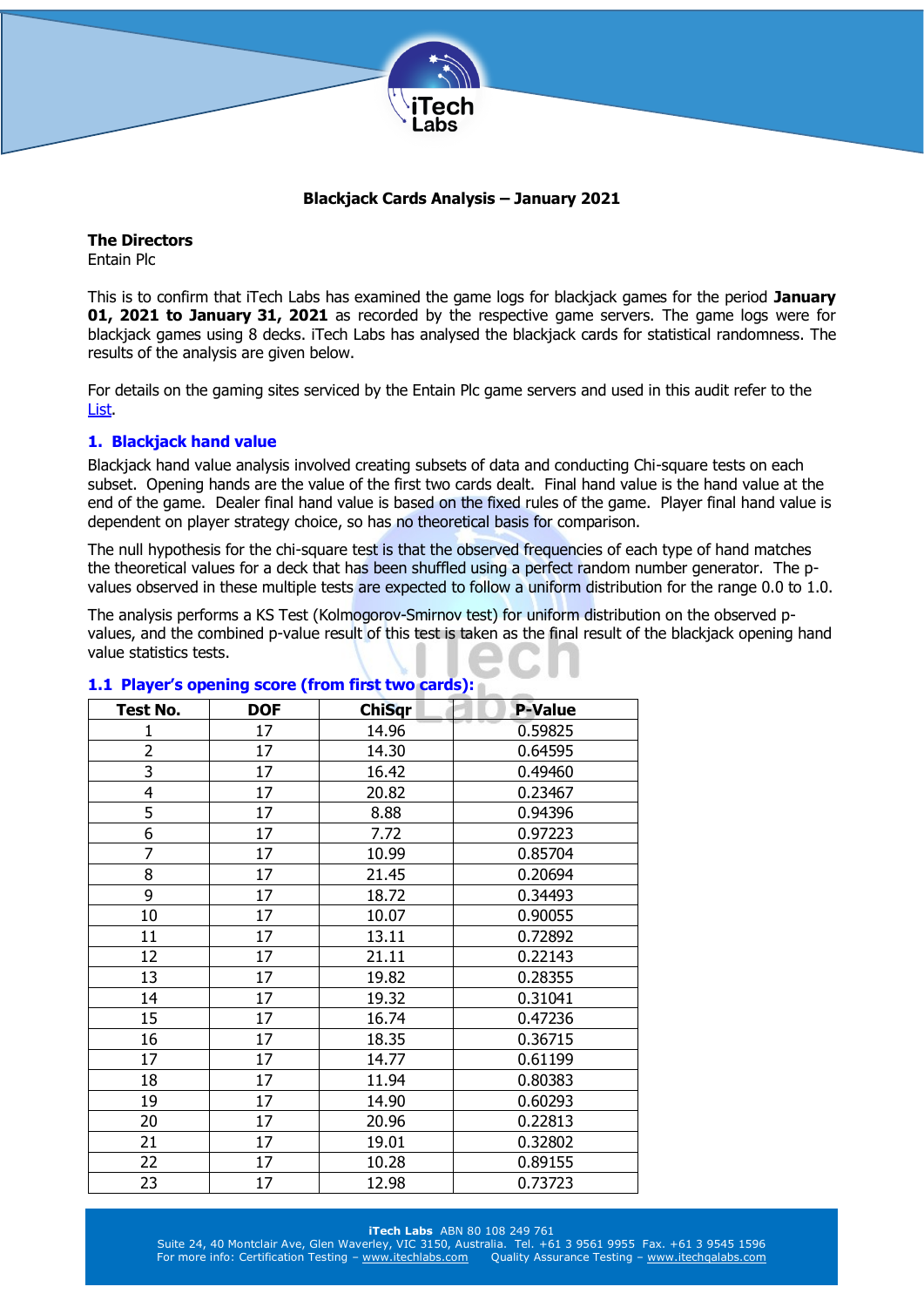**Blackjack Cards Analysis – January 2021**

**The Directors**
Entain Plc

This is to confirm that iTech Labs has examined the game logs for blackjack games for the period **January 01, 2021 to January 31, 2021** as recorded by the respective game servers. The game logs were for blackjack games using 8 decks. iTech Labs has analysed the blackjack cards for statistical randomness. The results of the analysis are given below.

For details on the gaming sites serviced by the Entain Plc game servers and used in this audit refer to the List.

## 1. Blackjack hand value

Blackjack hand value analysis involved creating subsets of data and conducting Chi-square tests on each subset. Opening hands are the value of the first two cards dealt. Final hand value is the hand value at the end of the game. Dealer final hand value is based on the fixed rules of the game. Player final hand value is dependent on player strategy choice, so has no theoretical basis for comparison.

The null hypothesis for the chi-square test is that the observed frequencies of each type of hand matches the theoretical values for a deck that has been shuffled using a perfect random number generator. The p-values observed in these multiple tests are expected to follow a uniform distribution for the range 0.0 to 1.0.

The analysis performs a KS Test (Kolmogorov-Smirnov test) for uniform distribution on the observed p-values, and the combined p-value result of this test is taken as the final result of the blackjack opening hand value statistics tests.

### 1.1 Player's opening score (from first two cards):

| Test No. | DOF | ChiSqr | P-Value |
|---|---|---|---|
| 1 | 17 | 14.96 | 0.59825 |
| 2 | 17 | 14.30 | 0.64595 |
| 3 | 17 | 16.42 | 0.49460 |
| 4 | 17 | 20.82 | 0.23467 |
| 5 | 17 | 8.88 | 0.94396 |
| 6 | 17 | 7.72 | 0.97223 |
| 7 | 17 | 10.99 | 0.85704 |
| 8 | 17 | 21.45 | 0.20694 |
| 9 | 17 | 18.72 | 0.34493 |
| 10 | 17 | 10.07 | 0.90055 |
| 11 | 17 | 13.11 | 0.72892 |
| 12 | 17 | 21.11 | 0.22143 |
| 13 | 17 | 19.82 | 0.28355 |
| 14 | 17 | 19.32 | 0.31041 |
| 15 | 17 | 16.74 | 0.47236 |
| 16 | 17 | 18.35 | 0.36715 |
| 17 | 17 | 14.77 | 0.61199 |
| 18 | 17 | 11.94 | 0.80383 |
| 19 | 17 | 14.90 | 0.60293 |
| 20 | 17 | 20.96 | 0.22813 |
| 21 | 17 | 19.01 | 0.32802 |
| 22 | 17 | 10.28 | 0.89155 |
| 23 | 17 | 12.98 | 0.73723 |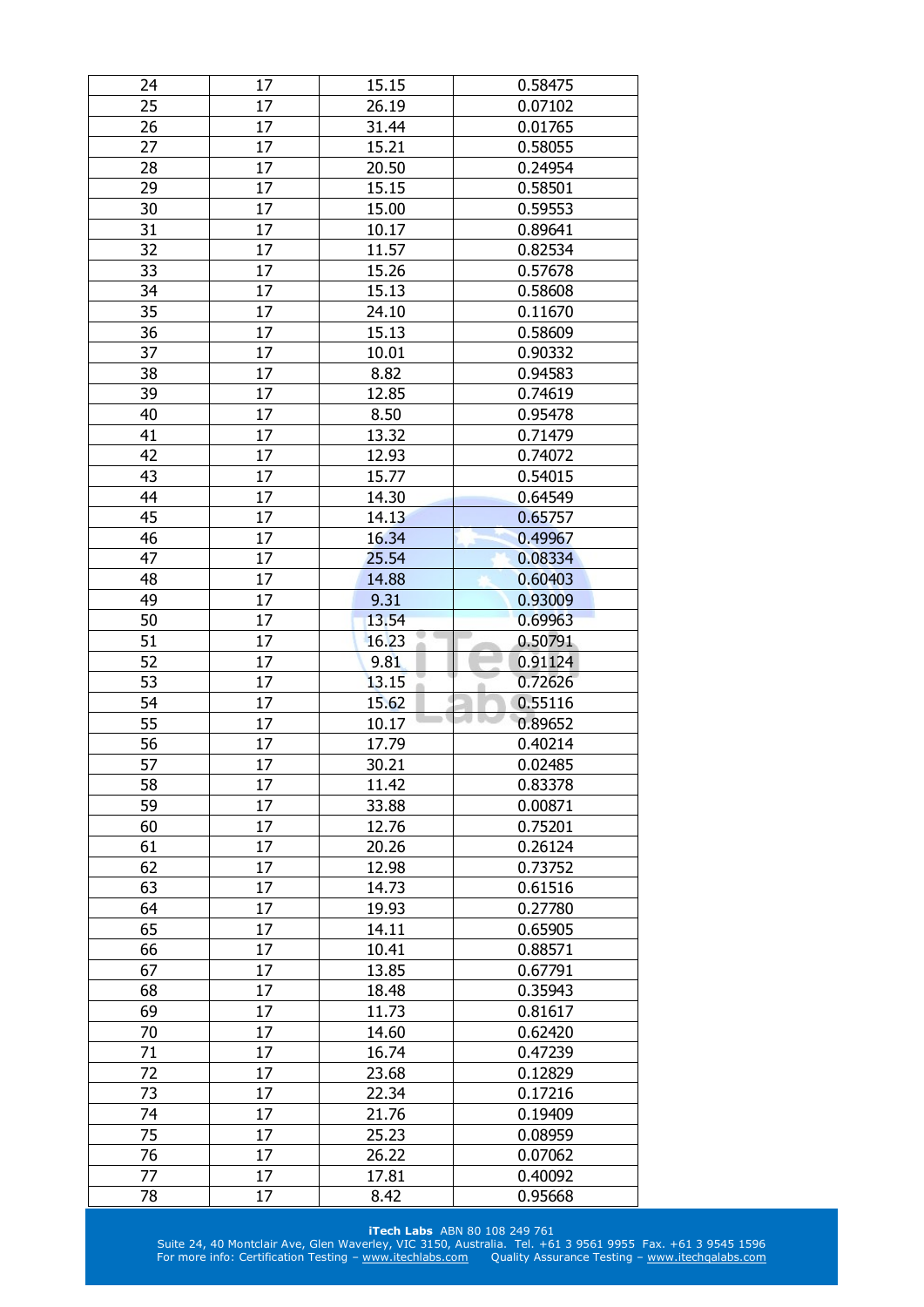| 24 | 17 | 15.15 | 0.58475 |
|---|---|---|---|
| 25 | 17 | 26.19 | 0.07102 |
| 26 | 17 | 31.44 | 0.01765 |
| 27 | 17 | 15.21 | 0.58055 |
| 28 | 17 | 20.50 | 0.24954 |
| 29 | 17 | 15.15 | 0.58501 |
| 30 | 17 | 15.00 | 0.59553 |
| 31 | 17 | 10.17 | 0.89641 |
| 32 | 17 | 11.57 | 0.82534 |
| 33 | 17 | 15.26 | 0.57678 |
| 34 | 17 | 15.13 | 0.58608 |
| 35 | 17 | 24.10 | 0.11670 |
| 36 | 17 | 15.13 | 0.58609 |
| 37 | 17 | 10.01 | 0.90332 |
| 38 | 17 | 8.82 | 0.94583 |
| 39 | 17 | 12.85 | 0.74619 |
| 40 | 17 | 8.50 | 0.95478 |
| 41 | 17 | 13.32 | 0.71479 |
| 42 | 17 | 12.93 | 0.74072 |
| 43 | 17 | 15.77 | 0.54015 |
| 44 | 17 | 14.30 | 0.64549 |
| 45 | 17 | 14.13 | 0.65757 |
| 46 | 17 | 16.34 | 0.49967 |
| 47 | 17 | 25.54 | 0.08334 |
| 48 | 17 | 14.88 | 0.60403 |
| 49 | 17 | 9.31 | 0.93009 |
| 50 | 17 | 13.54 | 0.69963 |
| 51 | 17 | 16.23 | 0.50791 |
| 52 | 17 | 9.81 | 0.91124 |
| 53 | 17 | 13.15 | 0.72626 |
| 54 | 17 | 15.62 | 0.55116 |
| 55 | 17 | 10.17 | 0.89652 |
| 56 | 17 | 17.79 | 0.40214 |
| 57 | 17 | 30.21 | 0.02485 |
| 58 | 17 | 11.42 | 0.83378 |
| 59 | 17 | 33.88 | 0.00871 |
| 60 | 17 | 12.76 | 0.75201 |
| 61 | 17 | 20.26 | 0.26124 |
| 62 | 17 | 12.98 | 0.73752 |
| 63 | 17 | 14.73 | 0.61516 |
| 64 | 17 | 19.93 | 0.27780 |
| 65 | 17 | 14.11 | 0.65905 |
| 66 | 17 | 10.41 | 0.88571 |
| 67 | 17 | 13.85 | 0.67791 |
| 68 | 17 | 18.48 | 0.35943 |
| 69 | 17 | 11.73 | 0.81617 |
| 70 | 17 | 14.60 | 0.62420 |
| 71 | 17 | 16.74 | 0.47239 |
| 72 | 17 | 23.68 | 0.12829 |
| 73 | 17 | 22.34 | 0.17216 |
| 74 | 17 | 21.76 | 0.19409 |
| 75 | 17 | 25.23 | 0.08959 |
| 76 | 17 | 26.22 | 0.07062 |
| 77 | 17 | 17.81 | 0.40092 |
| 78 | 17 | 8.42 | 0.95668 |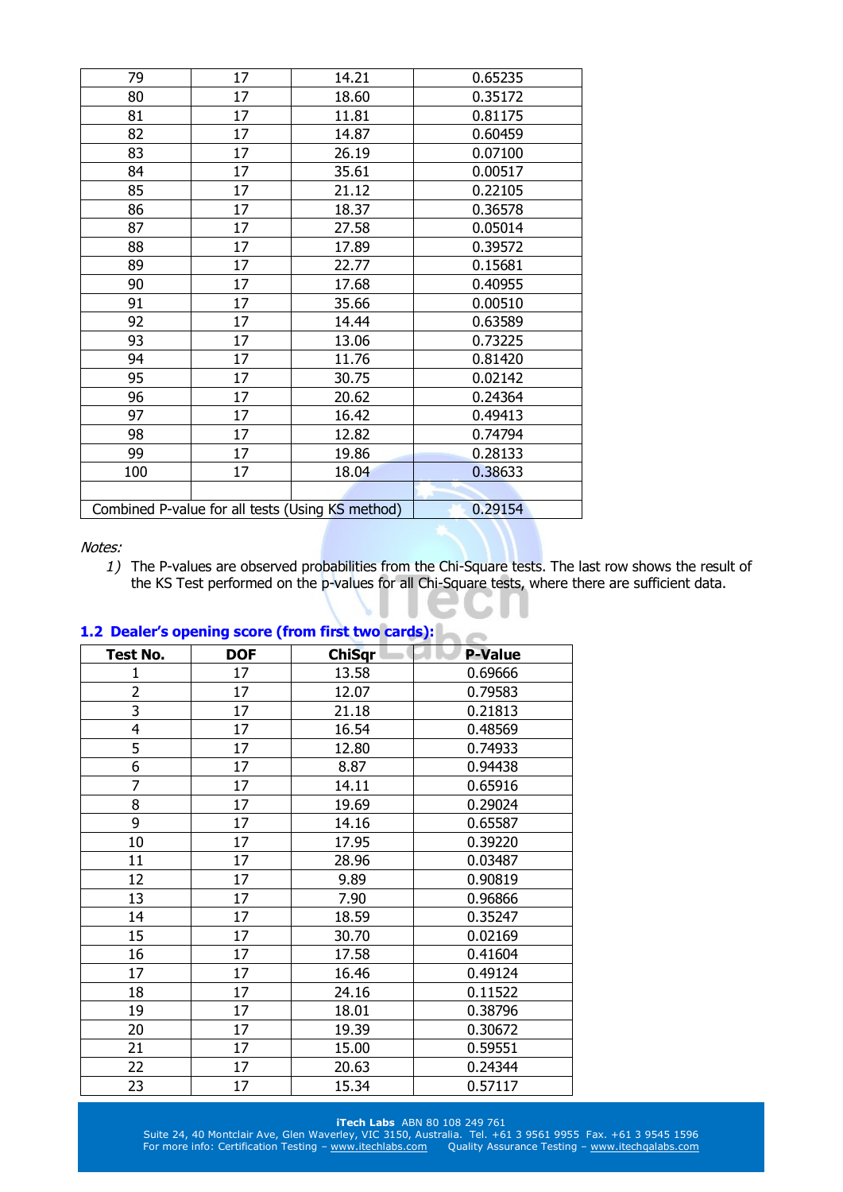| | | | |
|---|---|---|---|
| 79 | 17 | 14.21 | 0.65235 |
| 80 | 17 | 18.60 | 0.35172 |
| 81 | 17 | 11.81 | 0.81175 |
| 82 | 17 | 14.87 | 0.60459 |
| 83 | 17 | 26.19 | 0.07100 |
| 84 | 17 | 35.61 | 0.00517 |
| 85 | 17 | 21.12 | 0.22105 |
| 86 | 17 | 18.37 | 0.36578 |
| 87 | 17 | 27.58 | 0.05014 |
| 88 | 17 | 17.89 | 0.39572 |
| 89 | 17 | 22.77 | 0.15681 |
| 90 | 17 | 17.68 | 0.40955 |
| 91 | 17 | 35.66 | 0.00510 |
| 92 | 17 | 14.44 | 0.63589 |
| 93 | 17 | 13.06 | 0.73225 |
| 94 | 17 | 11.76 | 0.81420 |
| 95 | 17 | 30.75 | 0.02142 |
| 96 | 17 | 20.62 | 0.24364 |
| 97 | 17 | 16.42 | 0.49413 |
| 98 | 17 | 12.82 | 0.74794 |
| 99 | 17 | 19.86 | 0.28133 |
| 100 | 17 | 18.04 | 0.38633 |
| | | | |
| Combined P-value for all tests (Using KS method) | | | 0.29154 |

*Notes:*

1) The P-values are observed probabilities from the Chi-Square tests. The last row shows the result of the KS Test performed on the p-values for all Chi-Square tests, where there are sufficient data.

### 1.2 Dealer's opening score (from first two cards):

| Test No. | DOF | ChiSqr | P-Value |
|---|---|---|---|
| 1 | 17 | 13.58 | 0.69666 |
| 2 | 17 | 12.07 | 0.79583 |
| 3 | 17 | 21.18 | 0.21813 |
| 4 | 17 | 16.54 | 0.48569 |
| 5 | 17 | 12.80 | 0.74933 |
| 6 | 17 | 8.87 | 0.94438 |
| 7 | 17 | 14.11 | 0.65916 |
| 8 | 17 | 19.69 | 0.29024 |
| 9 | 17 | 14.16 | 0.65587 |
| 10 | 17 | 17.95 | 0.39220 |
| 11 | 17 | 28.96 | 0.03487 |
| 12 | 17 | 9.89 | 0.90819 |
| 13 | 17 | 7.90 | 0.96866 |
| 14 | 17 | 18.59 | 0.35247 |
| 15 | 17 | 30.70 | 0.02169 |
| 16 | 17 | 17.58 | 0.41604 |
| 17 | 17 | 16.46 | 0.49124 |
| 18 | 17 | 24.16 | 0.11522 |
| 19 | 17 | 18.01 | 0.38796 |
| 20 | 17 | 19.39 | 0.30672 |
| 21 | 17 | 15.00 | 0.59551 |
| 22 | 17 | 20.63 | 0.24344 |
| 23 | 17 | 15.34 | 0.57117 |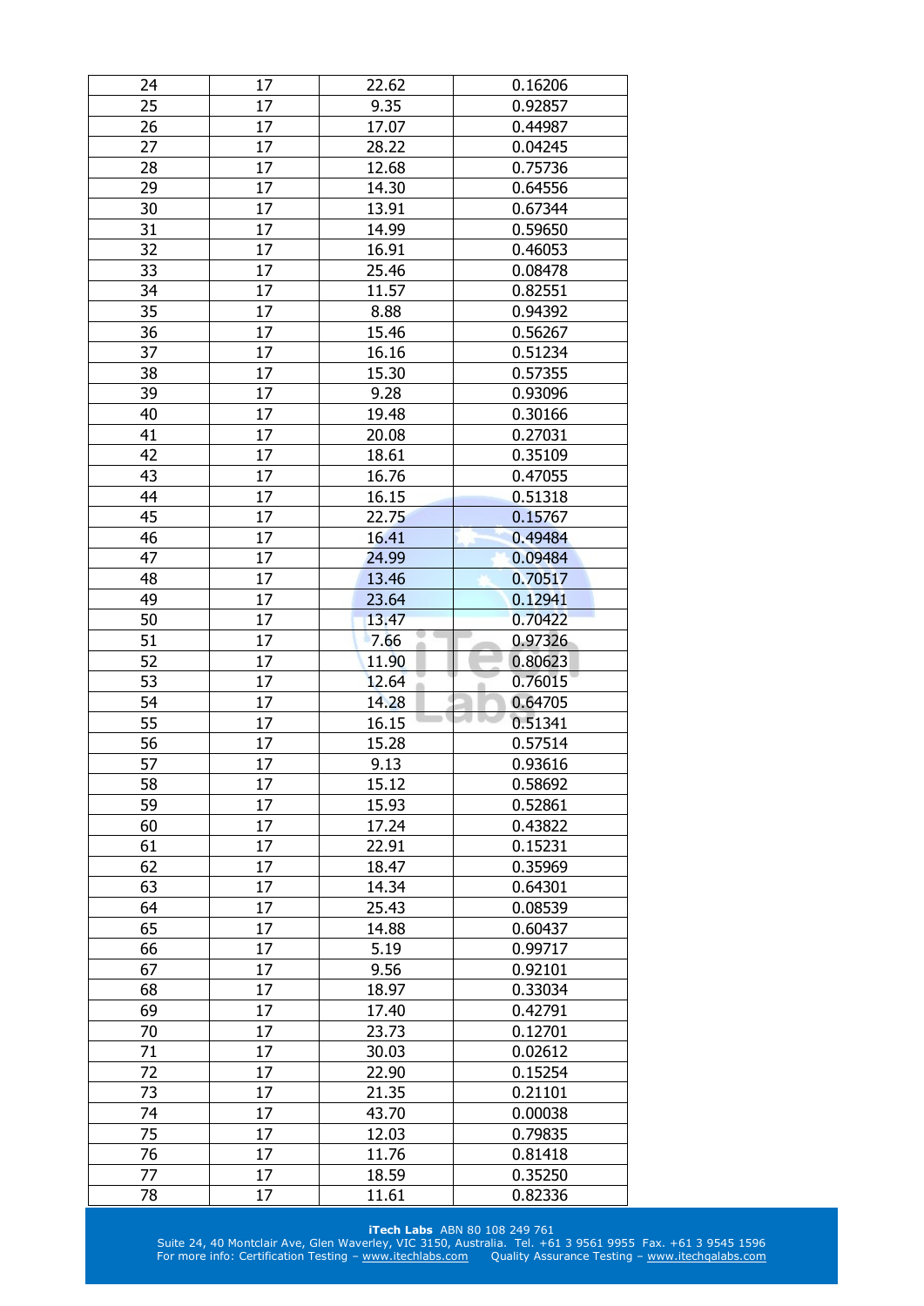| 24 | 17 | 22.62 | 0.16206 |
|---|---|---|---|
| 25 | 17 | 9.35 | 0.92857 |
| 26 | 17 | 17.07 | 0.44987 |
| 27 | 17 | 28.22 | 0.04245 |
| 28 | 17 | 12.68 | 0.75736 |
| 29 | 17 | 14.30 | 0.64556 |
| 30 | 17 | 13.91 | 0.67344 |
| 31 | 17 | 14.99 | 0.59650 |
| 32 | 17 | 16.91 | 0.46053 |
| 33 | 17 | 25.46 | 0.08478 |
| 34 | 17 | 11.57 | 0.82551 |
| 35 | 17 | 8.88 | 0.94392 |
| 36 | 17 | 15.46 | 0.56267 |
| 37 | 17 | 16.16 | 0.51234 |
| 38 | 17 | 15.30 | 0.57355 |
| 39 | 17 | 9.28 | 0.93096 |
| 40 | 17 | 19.48 | 0.30166 |
| 41 | 17 | 20.08 | 0.27031 |
| 42 | 17 | 18.61 | 0.35109 |
| 43 | 17 | 16.76 | 0.47055 |
| 44 | 17 | 16.15 | 0.51318 |
| 45 | 17 | 22.75 | 0.15767 |
| 46 | 17 | 16.41 | 0.49484 |
| 47 | 17 | 24.99 | 0.09484 |
| 48 | 17 | 13.46 | 0.70517 |
| 49 | 17 | 23.64 | 0.12941 |
| 50 | 17 | 13.47 | 0.70422 |
| 51 | 17 | 7.66 | 0.97326 |
| 52 | 17 | 11.90 | 0.80623 |
| 53 | 17 | 12.64 | 0.76015 |
| 54 | 17 | 14.28 | 0.64705 |
| 55 | 17 | 16.15 | 0.51341 |
| 56 | 17 | 15.28 | 0.57514 |
| 57 | 17 | 9.13 | 0.93616 |
| 58 | 17 | 15.12 | 0.58692 |
| 59 | 17 | 15.93 | 0.52861 |
| 60 | 17 | 17.24 | 0.43822 |
| 61 | 17 | 22.91 | 0.15231 |
| 62 | 17 | 18.47 | 0.35969 |
| 63 | 17 | 14.34 | 0.64301 |
| 64 | 17 | 25.43 | 0.08539 |
| 65 | 17 | 14.88 | 0.60437 |
| 66 | 17 | 5.19 | 0.99717 |
| 67 | 17 | 9.56 | 0.92101 |
| 68 | 17 | 18.97 | 0.33034 |
| 69 | 17 | 17.40 | 0.42791 |
| 70 | 17 | 23.73 | 0.12701 |
| 71 | 17 | 30.03 | 0.02612 |
| 72 | 17 | 22.90 | 0.15254 |
| 73 | 17 | 21.35 | 0.21101 |
| 74 | 17 | 43.70 | 0.00038 |
| 75 | 17 | 12.03 | 0.79835 |
| 76 | 17 | 11.76 | 0.81418 |
| 77 | 17 | 18.59 | 0.35250 |
| 78 | 17 | 11.61 | 0.82336 |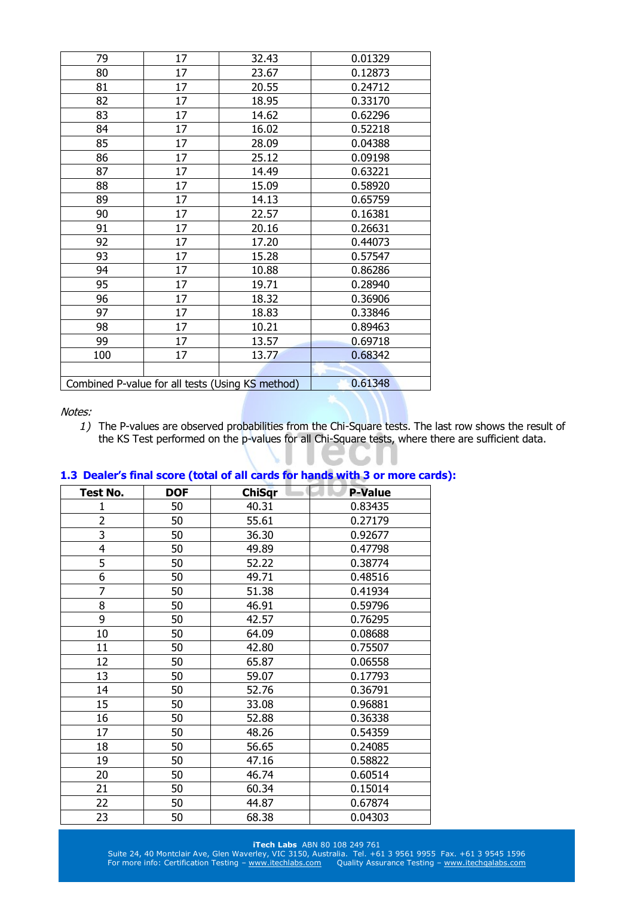| 79 | 17 | 32.43 | 0.01329 |
|---|---|---|---|
| 80 | 17 | 23.67 | 0.12873 |
| 81 | 17 | 20.55 | 0.24712 |
| 82 | 17 | 18.95 | 0.33170 |
| 83 | 17 | 14.62 | 0.62296 |
| 84 | 17 | 16.02 | 0.52218 |
| 85 | 17 | 28.09 | 0.04388 |
| 86 | 17 | 25.12 | 0.09198 |
| 87 | 17 | 14.49 | 0.63221 |
| 88 | 17 | 15.09 | 0.58920 |
| 89 | 17 | 14.13 | 0.65759 |
| 90 | 17 | 22.57 | 0.16381 |
| 91 | 17 | 20.16 | 0.26631 |
| 92 | 17 | 17.20 | 0.44073 |
| 93 | 17 | 15.28 | 0.57547 |
| 94 | 17 | 10.88 | 0.86286 |
| 95 | 17 | 19.71 | 0.28940 |
| 96 | 17 | 18.32 | 0.36906 |
| 97 | 17 | 18.83 | 0.33846 |
| 98 | 17 | 10.21 | 0.89463 |
| 99 | 17 | 13.57 | 0.69718 |
| 100 | 17 | 13.77 | 0.68342 |
| | | | |
| Combined P-value for all tests (Using KS method) | | | 0.61348 |

*Notes:*

1) The P-values are observed probabilities from the Chi-Square tests. The last row shows the result of the KS Test performed on the p-values for all Chi-Square tests, where there are sufficient data.

### 1.3 Dealer's final score (total of all cards for hands with 3 or more cards):

| Test No. | DOF | ChiSqr | P-Value |
|---|---|---|---|
| 1 | 50 | 40.31 | 0.83435 |
| 2 | 50 | 55.61 | 0.27179 |
| 3 | 50 | 36.30 | 0.92677 |
| 4 | 50 | 49.89 | 0.47798 |
| 5 | 50 | 52.22 | 0.38774 |
| 6 | 50 | 49.71 | 0.48516 |
| 7 | 50 | 51.38 | 0.41934 |
| 8 | 50 | 46.91 | 0.59796 |
| 9 | 50 | 42.57 | 0.76295 |
| 10 | 50 | 64.09 | 0.08688 |
| 11 | 50 | 42.80 | 0.75507 |
| 12 | 50 | 65.87 | 0.06558 |
| 13 | 50 | 59.07 | 0.17793 |
| 14 | 50 | 52.76 | 0.36791 |
| 15 | 50 | 33.08 | 0.96881 |
| 16 | 50 | 52.88 | 0.36338 |
| 17 | 50 | 48.26 | 0.54359 |
| 18 | 50 | 56.65 | 0.24085 |
| 19 | 50 | 47.16 | 0.58822 |
| 20 | 50 | 46.74 | 0.60514 |
| 21 | 50 | 60.34 | 0.15014 |
| 22 | 50 | 44.87 | 0.67874 |
| 23 | 50 | 68.38 | 0.04303 |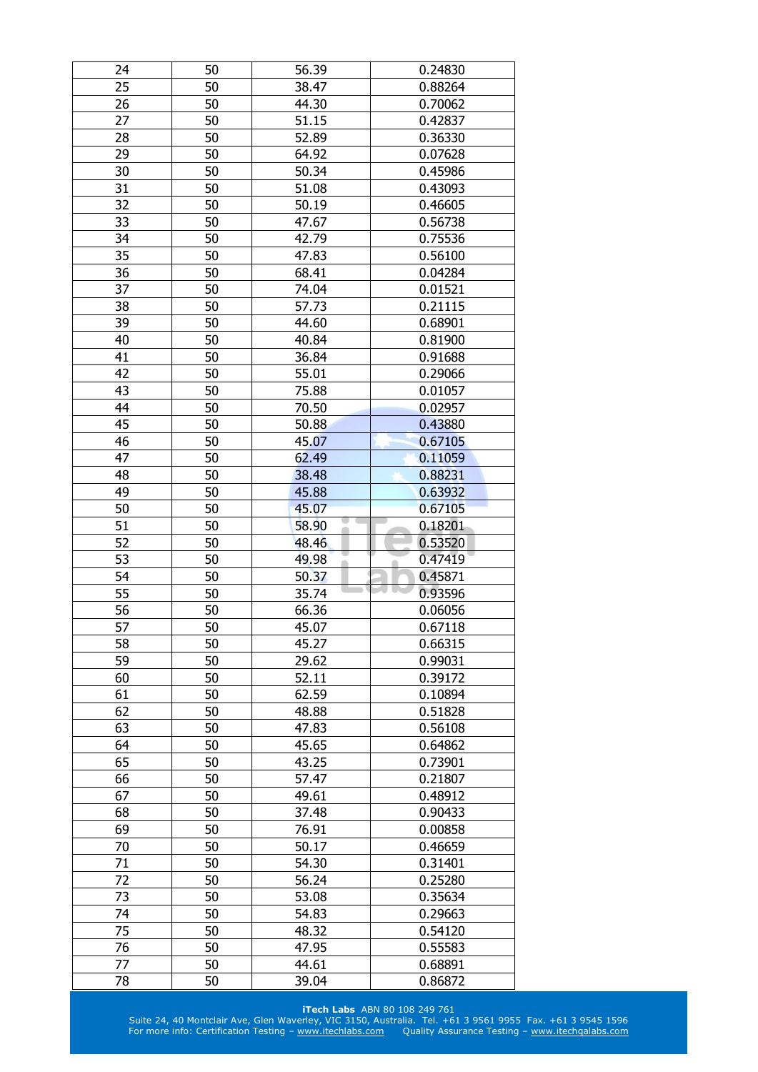| | | | |
|---|---|---|---|
| 24 | 50 | 56.39 | 0.24830 |
| 25 | 50 | 38.47 | 0.88264 |
| 26 | 50 | 44.30 | 0.70062 |
| 27 | 50 | 51.15 | 0.42837 |
| 28 | 50 | 52.89 | 0.36330 |
| 29 | 50 | 64.92 | 0.07628 |
| 30 | 50 | 50.34 | 0.45986 |
| 31 | 50 | 51.08 | 0.43093 |
| 32 | 50 | 50.19 | 0.46605 |
| 33 | 50 | 47.67 | 0.56738 |
| 34 | 50 | 42.79 | 0.75536 |
| 35 | 50 | 47.83 | 0.56100 |
| 36 | 50 | 68.41 | 0.04284 |
| 37 | 50 | 74.04 | 0.01521 |
| 38 | 50 | 57.73 | 0.21115 |
| 39 | 50 | 44.60 | 0.68901 |
| 40 | 50 | 40.84 | 0.81900 |
| 41 | 50 | 36.84 | 0.91688 |
| 42 | 50 | 55.01 | 0.29066 |
| 43 | 50 | 75.88 | 0.01057 |
| 44 | 50 | 70.50 | 0.02957 |
| 45 | 50 | 50.88 | 0.43880 |
| 46 | 50 | 45.07 | 0.67105 |
| 47 | 50 | 62.49 | 0.11059 |
| 48 | 50 | 38.48 | 0.88231 |
| 49 | 50 | 45.88 | 0.63932 |
| 50 | 50 | 45.07 | 0.67105 |
| 51 | 50 | 58.90 | 0.18201 |
| 52 | 50 | 48.46 | 0.53520 |
| 53 | 50 | 49.98 | 0.47419 |
| 54 | 50 | 50.37 | 0.45871 |
| 55 | 50 | 35.74 | 0.93596 |
| 56 | 50 | 66.36 | 0.06056 |
| 57 | 50 | 45.07 | 0.67118 |
| 58 | 50 | 45.27 | 0.66315 |
| 59 | 50 | 29.62 | 0.99031 |
| 60 | 50 | 52.11 | 0.39172 |
| 61 | 50 | 62.59 | 0.10894 |
| 62 | 50 | 48.88 | 0.51828 |
| 63 | 50 | 47.83 | 0.56108 |
| 64 | 50 | 45.65 | 0.64862 |
| 65 | 50 | 43.25 | 0.73901 |
| 66 | 50 | 57.47 | 0.21807 |
| 67 | 50 | 49.61 | 0.48912 |
| 68 | 50 | 37.48 | 0.90433 |
| 69 | 50 | 76.91 | 0.00858 |
| 70 | 50 | 50.17 | 0.46659 |
| 71 | 50 | 54.30 | 0.31401 |
| 72 | 50 | 56.24 | 0.25280 |
| 73 | 50 | 53.08 | 0.35634 |
| 74 | 50 | 54.83 | 0.29663 |
| 75 | 50 | 48.32 | 0.54120 |
| 76 | 50 | 47.95 | 0.55583 |
| 77 | 50 | 44.61 | 0.68891 |
| 78 | 50 | 39.04 | 0.86872 |

**iTech Labs** ABN 80 108 249 761
Suite 24, 40 Montclair Ave, Glen Waverley, VIC 3150, Australia. Tel. +61 3 9561 9955 Fax. +61 3 9545 1596
For more info: Certification Testing – www.itechlabs.com Quality Assurance Testing – www.itechqalabs.com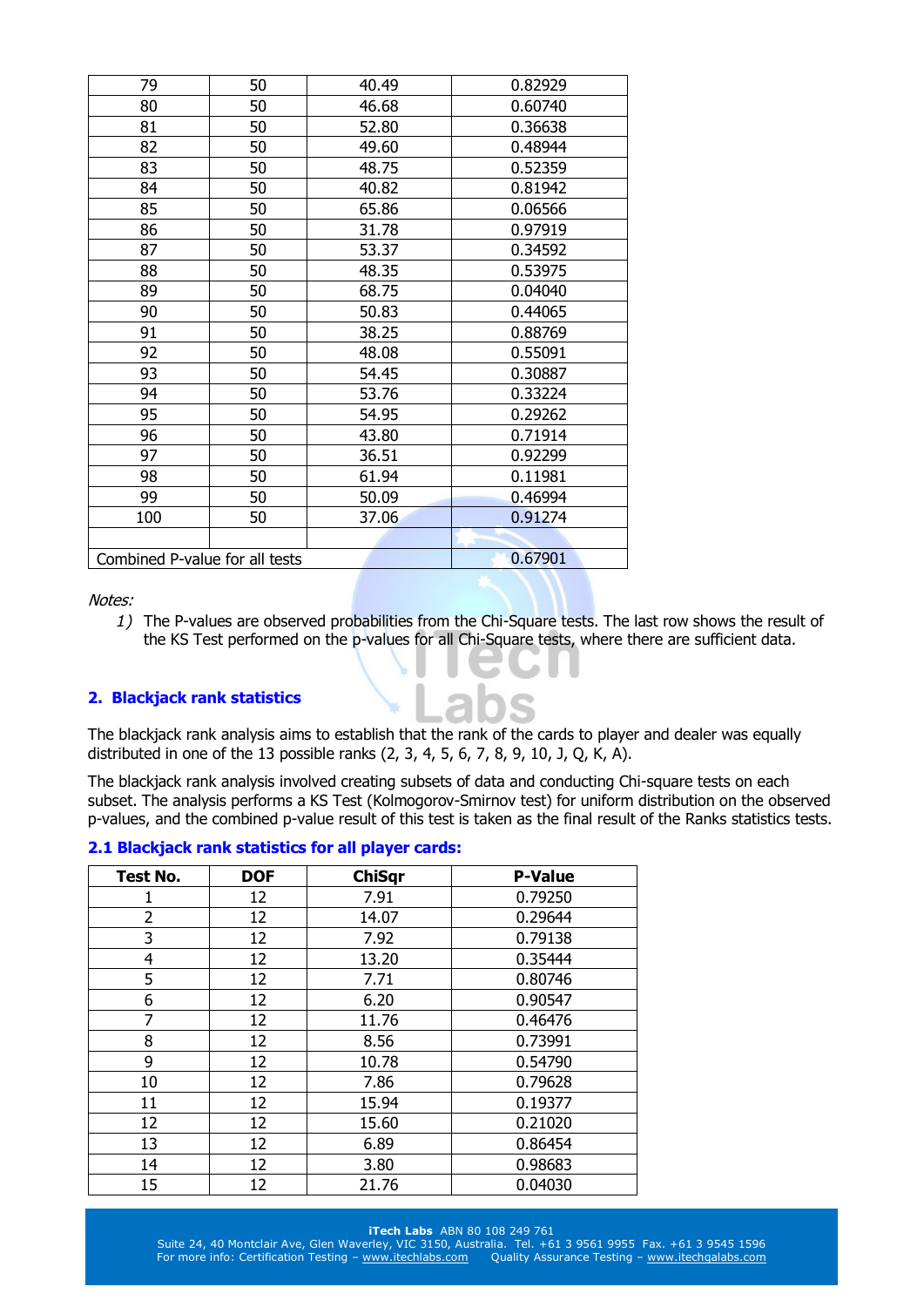| | | | |
|---|---|---|---|
| 79 | 50 | 40.49 | 0.82929 |
| 80 | 50 | 46.68 | 0.60740 |
| 81 | 50 | 52.80 | 0.36638 |
| 82 | 50 | 49.60 | 0.48944 |
| 83 | 50 | 48.75 | 0.52359 |
| 84 | 50 | 40.82 | 0.81942 |
| 85 | 50 | 65.86 | 0.06566 |
| 86 | 50 | 31.78 | 0.97919 |
| 87 | 50 | 53.37 | 0.34592 |
| 88 | 50 | 48.35 | 0.53975 |
| 89 | 50 | 68.75 | 0.04040 |
| 90 | 50 | 50.83 | 0.44065 |
| 91 | 50 | 38.25 | 0.88769 |
| 92 | 50 | 48.08 | 0.55091 |
| 93 | 50 | 54.45 | 0.30887 |
| 94 | 50 | 53.76 | 0.33224 |
| 95 | 50 | 54.95 | 0.29262 |
| 96 | 50 | 43.80 | 0.71914 |
| 97 | 50 | 36.51 | 0.92299 |
| 98 | 50 | 61.94 | 0.11981 |
| 99 | 50 | 50.09 | 0.46994 |
| 100 | 50 | 37.06 | 0.91274 |
| | | | |
| Combined P-value for all tests | | | 0.67901 |

*Notes:*

1) The P-values are observed probabilities from the Chi-Square tests. The last row shows the result of the KS Test performed on the p-values for all Chi-Square tests, where there are sufficient data.

## 2. Blackjack rank statistics

The blackjack rank analysis aims to establish that the rank of the cards to player and dealer was equally distributed in one of the 13 possible ranks (2, 3, 4, 5, 6, 7, 8, 9, 10, J, Q, K, A).

The blackjack rank analysis involved creating subsets of data and conducting Chi-square tests on each subset. The analysis performs a KS Test (Kolmogorov-Smirnov test) for uniform distribution on the observed p-values, and the combined p-value result of this test is taken as the final result of the Ranks statistics tests.

### 2.1 Blackjack rank statistics for all player cards:

| Test No. | DOF | ChiSqr | P-Value |
|---|---|---|---|
| 1 | 12 | 7.91 | 0.79250 |
| 2 | 12 | 14.07 | 0.29644 |
| 3 | 12 | 7.92 | 0.79138 |
| 4 | 12 | 13.20 | 0.35444 |
| 5 | 12 | 7.71 | 0.80746 |
| 6 | 12 | 6.20 | 0.90547 |
| 7 | 12 | 11.76 | 0.46476 |
| 8 | 12 | 8.56 | 0.73991 |
| 9 | 12 | 10.78 | 0.54790 |
| 10 | 12 | 7.86 | 0.79628 |
| 11 | 12 | 15.94 | 0.19377 |
| 12 | 12 | 15.60 | 0.21020 |
| 13 | 12 | 6.89 | 0.86454 |
| 14 | 12 | 3.80 | 0.98683 |
| 15 | 12 | 21.76 | 0.04030 |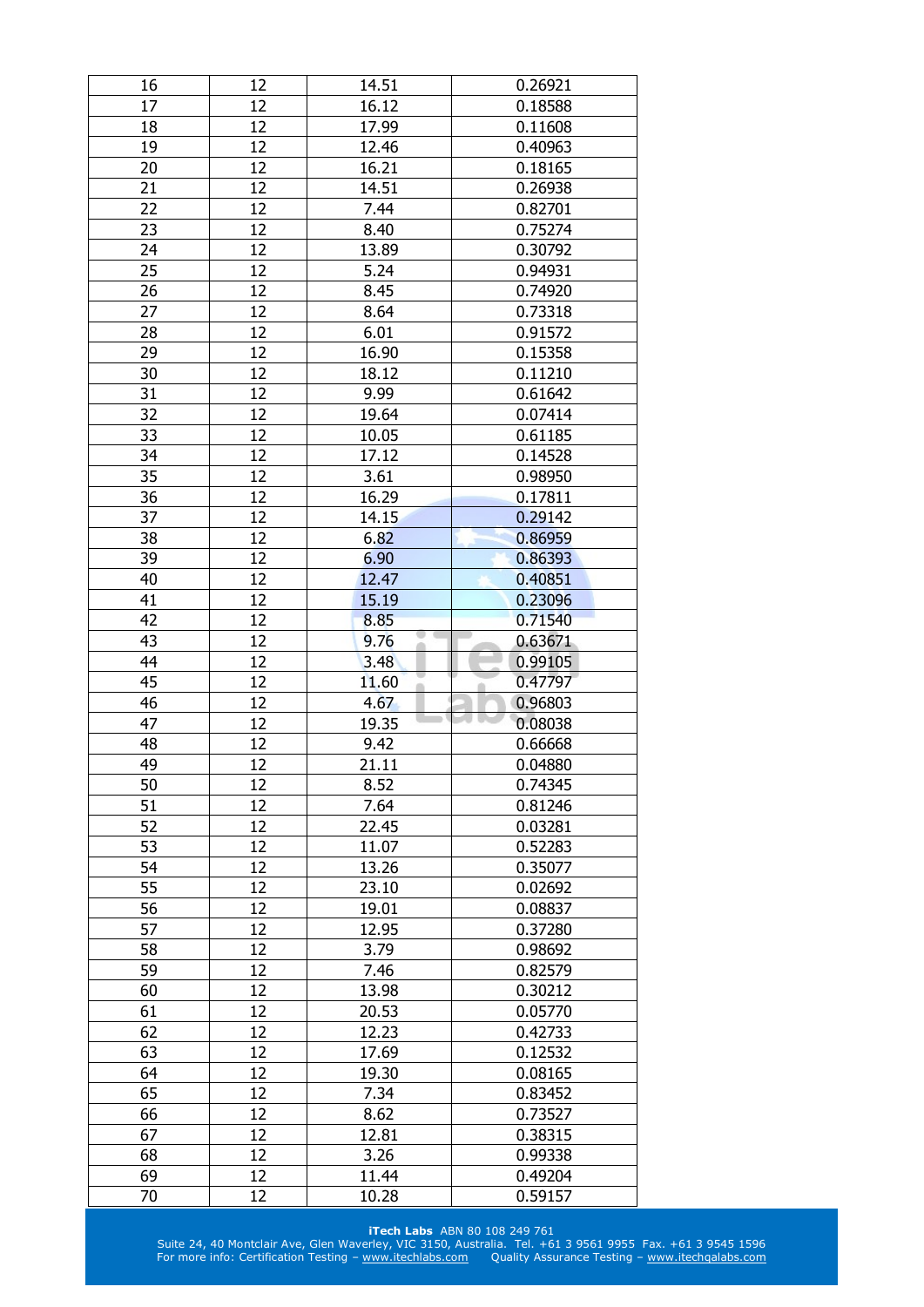| 16 | 12 | 14.51 | 0.26921 |
|---|---|---|---|
| 17 | 12 | 16.12 | 0.18588 |
| 18 | 12 | 17.99 | 0.11608 |
| 19 | 12 | 12.46 | 0.40963 |
| 20 | 12 | 16.21 | 0.18165 |
| 21 | 12 | 14.51 | 0.26938 |
| 22 | 12 | 7.44 | 0.82701 |
| 23 | 12 | 8.40 | 0.75274 |
| 24 | 12 | 13.89 | 0.30792 |
| 25 | 12 | 5.24 | 0.94931 |
| 26 | 12 | 8.45 | 0.74920 |
| 27 | 12 | 8.64 | 0.73318 |
| 28 | 12 | 6.01 | 0.91572 |
| 29 | 12 | 16.90 | 0.15358 |
| 30 | 12 | 18.12 | 0.11210 |
| 31 | 12 | 9.99 | 0.61642 |
| 32 | 12 | 19.64 | 0.07414 |
| 33 | 12 | 10.05 | 0.61185 |
| 34 | 12 | 17.12 | 0.14528 |
| 35 | 12 | 3.61 | 0.98950 |
| 36 | 12 | 16.29 | 0.17811 |
| 37 | 12 | 14.15 | 0.29142 |
| 38 | 12 | 6.82 | 0.86959 |
| 39 | 12 | 6.90 | 0.86393 |
| 40 | 12 | 12.47 | 0.40851 |
| 41 | 12 | 15.19 | 0.23096 |
| 42 | 12 | 8.85 | 0.71540 |
| 43 | 12 | 9.76 | 0.63671 |
| 44 | 12 | 3.48 | 0.99105 |
| 45 | 12 | 11.60 | 0.47797 |
| 46 | 12 | 4.67 | 0.96803 |
| 47 | 12 | 19.35 | 0.08038 |
| 48 | 12 | 9.42 | 0.66668 |
| 49 | 12 | 21.11 | 0.04880 |
| 50 | 12 | 8.52 | 0.74345 |
| 51 | 12 | 7.64 | 0.81246 |
| 52 | 12 | 22.45 | 0.03281 |
| 53 | 12 | 11.07 | 0.52283 |
| 54 | 12 | 13.26 | 0.35077 |
| 55 | 12 | 23.10 | 0.02692 |
| 56 | 12 | 19.01 | 0.08837 |
| 57 | 12 | 12.95 | 0.37280 |
| 58 | 12 | 3.79 | 0.98692 |
| 59 | 12 | 7.46 | 0.82579 |
| 60 | 12 | 13.98 | 0.30212 |
| 61 | 12 | 20.53 | 0.05770 |
| 62 | 12 | 12.23 | 0.42733 |
| 63 | 12 | 17.69 | 0.12532 |
| 64 | 12 | 19.30 | 0.08165 |
| 65 | 12 | 7.34 | 0.83452 |
| 66 | 12 | 8.62 | 0.73527 |
| 67 | 12 | 12.81 | 0.38315 |
| 68 | 12 | 3.26 | 0.99338 |
| 69 | 12 | 11.44 | 0.49204 |
| 70 | 12 | 10.28 | 0.59157 |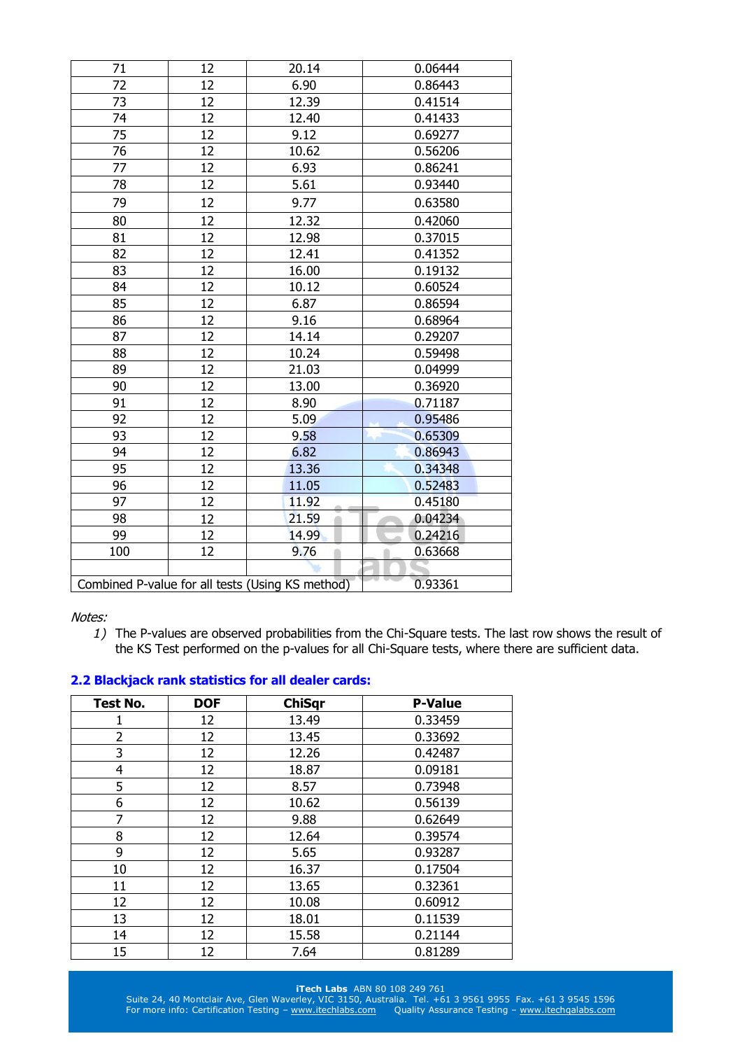| | | | |
|---|---|---|---|
| 71 | 12 | 20.14 | 0.06444 |
| 72 | 12 | 6.90 | 0.86443 |
| 73 | 12 | 12.39 | 0.41514 |
| 74 | 12 | 12.40 | 0.41433 |
| 75 | 12 | 9.12 | 0.69277 |
| 76 | 12 | 10.62 | 0.56206 |
| 77 | 12 | 6.93 | 0.86241 |
| 78 | 12 | 5.61 | 0.93440 |
| 79 | 12 | 9.77 | 0.63580 |
| 80 | 12 | 12.32 | 0.42060 |
| 81 | 12 | 12.98 | 0.37015 |
| 82 | 12 | 12.41 | 0.41352 |
| 83 | 12 | 16.00 | 0.19132 |
| 84 | 12 | 10.12 | 0.60524 |
| 85 | 12 | 6.87 | 0.86594 |
| 86 | 12 | 9.16 | 0.68964 |
| 87 | 12 | 14.14 | 0.29207 |
| 88 | 12 | 10.24 | 0.59498 |
| 89 | 12 | 21.03 | 0.04999 |
| 90 | 12 | 13.00 | 0.36920 |
| 91 | 12 | 8.90 | 0.71187 |
| 92 | 12 | 5.09 | 0.95486 |
| 93 | 12 | 9.58 | 0.65309 |
| 94 | 12 | 6.82 | 0.86943 |
| 95 | 12 | 13.36 | 0.34348 |
| 96 | 12 | 11.05 | 0.52483 |
| 97 | 12 | 11.92 | 0.45180 |
| 98 | 12 | 21.59 | 0.04234 |
| 99 | 12 | 14.99 | 0.24216 |
| 100 | 12 | 9.76 | 0.63668 |
| | | | |
| Combined P-value for all tests (Using KS method) | | | 0.93361 |

*Notes:*

1) The P-values are observed probabilities from the Chi-Square tests. The last row shows the result of the KS Test performed on the p-values for all Chi-Square tests, where there are sufficient data.

### 2.2 Blackjack rank statistics for all dealer cards:

| Test No. | DOF | ChiSqr | P-Value |
|---|---|---|---|
| 1 | 12 | 13.49 | 0.33459 |
| 2 | 12 | 13.45 | 0.33692 |
| 3 | 12 | 12.26 | 0.42487 |
| 4 | 12 | 18.87 | 0.09181 |
| 5 | 12 | 8.57 | 0.73948 |
| 6 | 12 | 10.62 | 0.56139 |
| 7 | 12 | 9.88 | 0.62649 |
| 8 | 12 | 12.64 | 0.39574 |
| 9 | 12 | 5.65 | 0.93287 |
| 10 | 12 | 16.37 | 0.17504 |
| 11 | 12 | 13.65 | 0.32361 |
| 12 | 12 | 10.08 | 0.60912 |
| 13 | 12 | 18.01 | 0.11539 |
| 14 | 12 | 15.58 | 0.21144 |
| 15 | 12 | 7.64 | 0.81289 |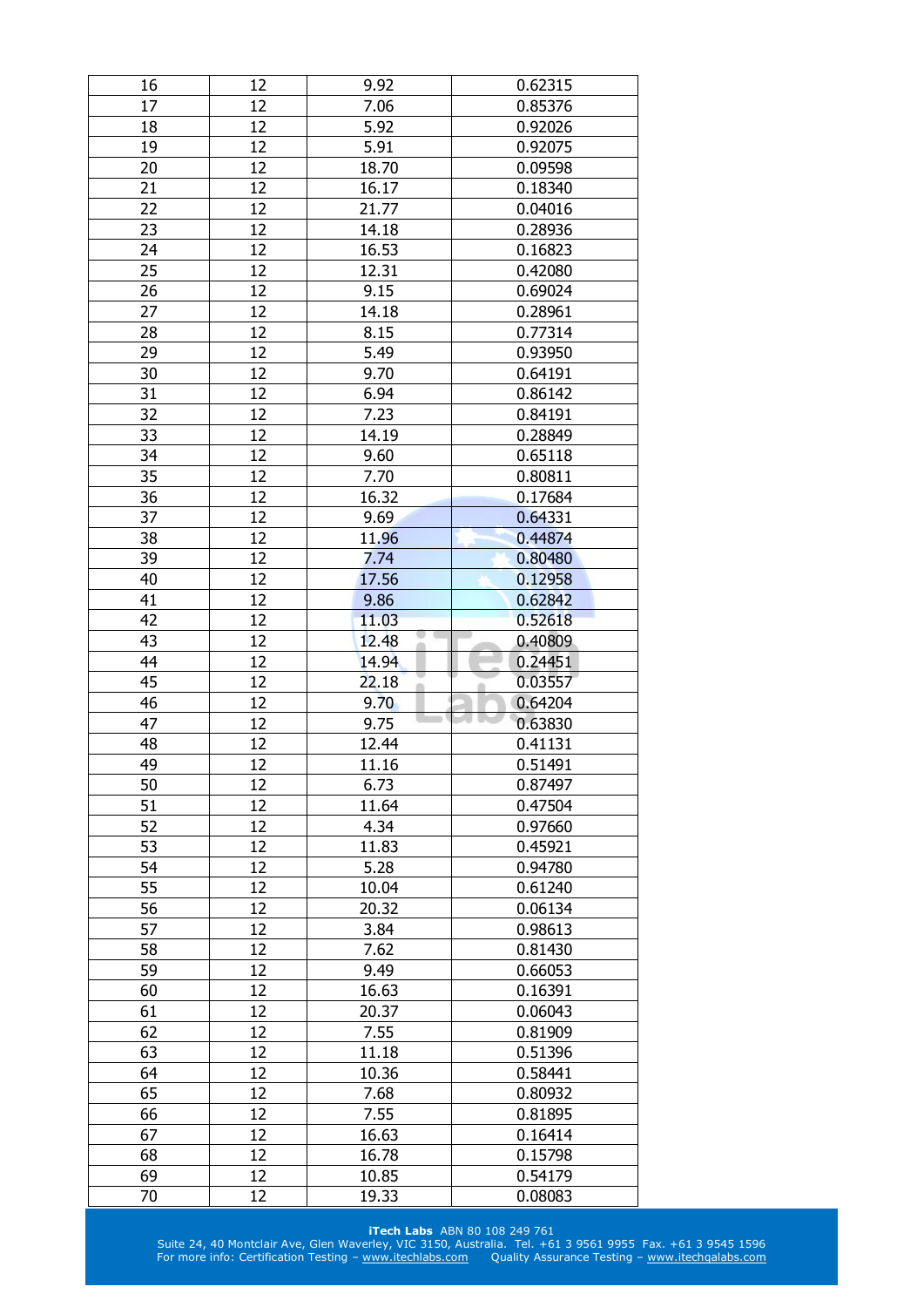| | | | |
|---|---|---|---|
| 16 | 12 | 9.92 | 0.62315 |
| 17 | 12 | 7.06 | 0.85376 |
| 18 | 12 | 5.92 | 0.92026 |
| 19 | 12 | 5.91 | 0.92075 |
| 20 | 12 | 18.70 | 0.09598 |
| 21 | 12 | 16.17 | 0.18340 |
| 22 | 12 | 21.77 | 0.04016 |
| 23 | 12 | 14.18 | 0.28936 |
| 24 | 12 | 16.53 | 0.16823 |
| 25 | 12 | 12.31 | 0.42080 |
| 26 | 12 | 9.15 | 0.69024 |
| 27 | 12 | 14.18 | 0.28961 |
| 28 | 12 | 8.15 | 0.77314 |
| 29 | 12 | 5.49 | 0.93950 |
| 30 | 12 | 9.70 | 0.64191 |
| 31 | 12 | 6.94 | 0.86142 |
| 32 | 12 | 7.23 | 0.84191 |
| 33 | 12 | 14.19 | 0.28849 |
| 34 | 12 | 9.60 | 0.65118 |
| 35 | 12 | 7.70 | 0.80811 |
| 36 | 12 | 16.32 | 0.17684 |
| 37 | 12 | 9.69 | 0.64331 |
| 38 | 12 | 11.96 | 0.44874 |
| 39 | 12 | 7.74 | 0.80480 |
| 40 | 12 | 17.56 | 0.12958 |
| 41 | 12 | 9.86 | 0.62842 |
| 42 | 12 | 11.03 | 0.52618 |
| 43 | 12 | 12.48 | 0.40809 |
| 44 | 12 | 14.94 | 0.24451 |
| 45 | 12 | 22.18 | 0.03557 |
| 46 | 12 | 9.70 | 0.64204 |
| 47 | 12 | 9.75 | 0.63830 |
| 48 | 12 | 12.44 | 0.41131 |
| 49 | 12 | 11.16 | 0.51491 |
| 50 | 12 | 6.73 | 0.87497 |
| 51 | 12 | 11.64 | 0.47504 |
| 52 | 12 | 4.34 | 0.97660 |
| 53 | 12 | 11.83 | 0.45921 |
| 54 | 12 | 5.28 | 0.94780 |
| 55 | 12 | 10.04 | 0.61240 |
| 56 | 12 | 20.32 | 0.06134 |
| 57 | 12 | 3.84 | 0.98613 |
| 58 | 12 | 7.62 | 0.81430 |
| 59 | 12 | 9.49 | 0.66053 |
| 60 | 12 | 16.63 | 0.16391 |
| 61 | 12 | 20.37 | 0.06043 |
| 62 | 12 | 7.55 | 0.81909 |
| 63 | 12 | 11.18 | 0.51396 |
| 64 | 12 | 10.36 | 0.58441 |
| 65 | 12 | 7.68 | 0.80932 |
| 66 | 12 | 7.55 | 0.81895 |
| 67 | 12 | 16.63 | 0.16414 |
| 68 | 12 | 16.78 | 0.15798 |
| 69 | 12 | 10.85 | 0.54179 |
| 70 | 12 | 19.33 | 0.08083 |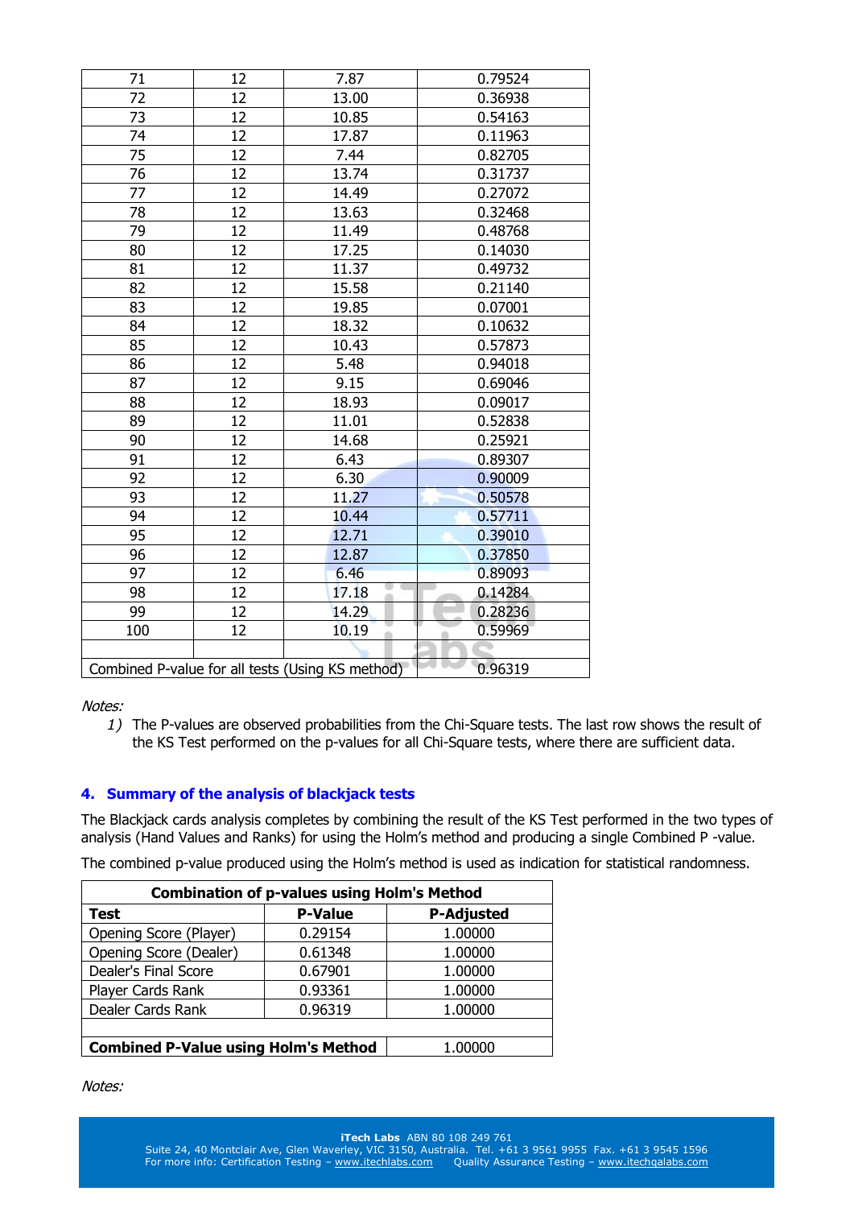| 71 | 12 | 7.87 | 0.79524 |
|---|---|---|---|
| 72 | 12 | 13.00 | 0.36938 |
| 73 | 12 | 10.85 | 0.54163 |
| 74 | 12 | 17.87 | 0.11963 |
| 75 | 12 | 7.44 | 0.82705 |
| 76 | 12 | 13.74 | 0.31737 |
| 77 | 12 | 14.49 | 0.27072 |
| 78 | 12 | 13.63 | 0.32468 |
| 79 | 12 | 11.49 | 0.48768 |
| 80 | 12 | 17.25 | 0.14030 |
| 81 | 12 | 11.37 | 0.49732 |
| 82 | 12 | 15.58 | 0.21140 |
| 83 | 12 | 19.85 | 0.07001 |
| 84 | 12 | 18.32 | 0.10632 |
| 85 | 12 | 10.43 | 0.57873 |
| 86 | 12 | 5.48 | 0.94018 |
| 87 | 12 | 9.15 | 0.69046 |
| 88 | 12 | 18.93 | 0.09017 |
| 89 | 12 | 11.01 | 0.52838 |
| 90 | 12 | 14.68 | 0.25921 |
| 91 | 12 | 6.43 | 0.89307 |
| 92 | 12 | 6.30 | 0.90009 |
| 93 | 12 | 11.27 | 0.50578 |
| 94 | 12 | 10.44 | 0.57711 |
| 95 | 12 | 12.71 | 0.39010 |
| 96 | 12 | 12.87 | 0.37850 |
| 97 | 12 | 6.46 | 0.89093 |
| 98 | 12 | 17.18 | 0.14284 |
| 99 | 12 | 14.29 | 0.28236 |
| 100 | 12 | 10.19 | 0.59969 |
| | | | |
| Combined P-value for all tests (Using KS method) | | | 0.96319 |

*Notes:*

1) The P-values are observed probabilities from the Chi-Square tests. The last row shows the result of the KS Test performed on the p-values for all Chi-Square tests, where there are sufficient data.

## 4. Summary of the analysis of blackjack tests

The Blackjack cards analysis completes by combining the result of the KS Test performed in the two types of analysis (Hand Values and Ranks) for using the Holm's method and producing a single Combined P -value.

The combined p-value produced using the Holm's method is used as indication for statistical randomness.

| **Combination of p-values using Holm's Method** | | |
|---|---|---|
| **Test** | **P-Value** | **P-Adjusted** |
| Opening Score (Player) | 0.29154 | 1.00000 |
| Opening Score (Dealer) | 0.61348 | 1.00000 |
| Dealer's Final Score | 0.67901 | 1.00000 |
| Player Cards Rank | 0.93361 | 1.00000 |
| Dealer Cards Rank | 0.96319 | 1.00000 |
| | | |
| **Combined P-Value using Holm's Method** | | 1.00000 |

*Notes:*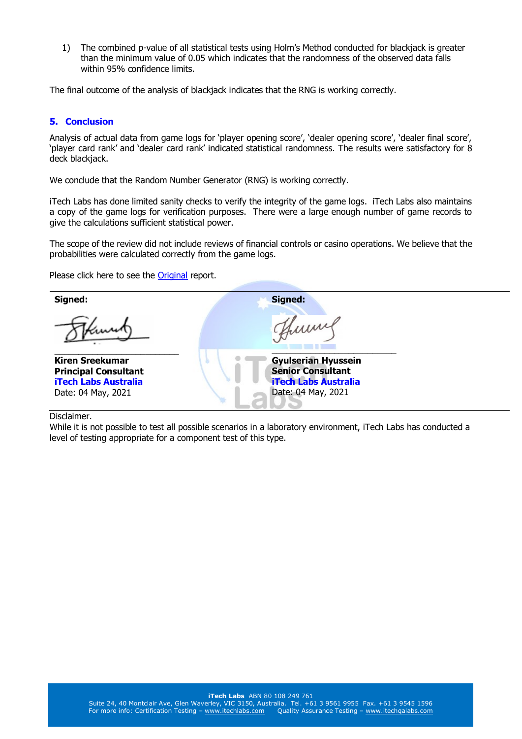1) The combined p-value of all statistical tests using Holm's Method conducted for blackjack is greater than the minimum value of 0.05 which indicates that the randomness of the observed data falls within 95% confidence limits.

The final outcome of the analysis of blackjack indicates that the RNG is working correctly.

## 5. Conclusion

Analysis of actual data from game logs for 'player opening score', 'dealer opening score', 'dealer final score', 'player card rank' and 'dealer card rank' indicated statistical randomness. The results were satisfactory for 8 deck blackjack.

We conclude that the Random Number Generator (RNG) is working correctly.

iTech Labs has done limited sanity checks to verify the integrity of the game logs. iTech Labs also maintains a copy of the game logs for verification purposes. There were a large enough number of game records to give the calculations sufficient statistical power.

The scope of the review did not include reviews of financial controls or casino operations. We believe that the probabilities were calculated correctly from the game logs.

Please click here to see the Original report.

| | |
|---|---|
| **Signed:** | **Signed:** |
| **Kiren Sreekumar** | **Gyulserian Hyussein** |
| **Principal Consultant** | **Senior Consultant** |
| **iTech Labs Australia** | **iTech Labs Australia** |
| Date: 04 May, 2021 | Date: 04 May, 2021 |

Disclaimer.
While it is not possible to test all possible scenarios in a laboratory environment, iTech Labs has conducted a level of testing appropriate for a component test of this type.